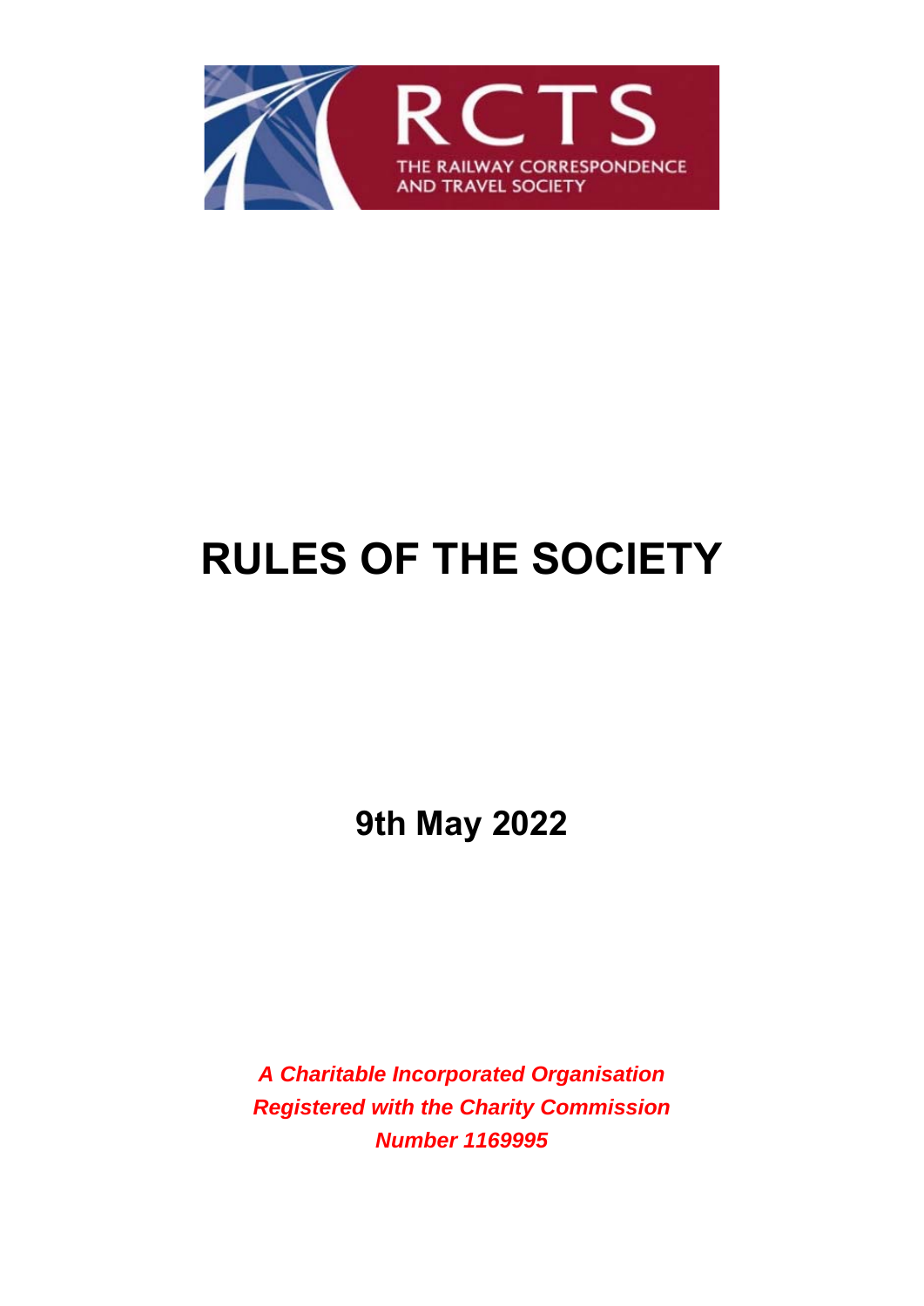RCTS

THE RAILWAY CORRESPONDENCE AND TRAVEL SOCIETY

# RULES OF THE SOCIETY

## 9th May 2022

***A Charitable Incorporated Organisation***
***Registered with the Charity Commission***
***Number 1169995***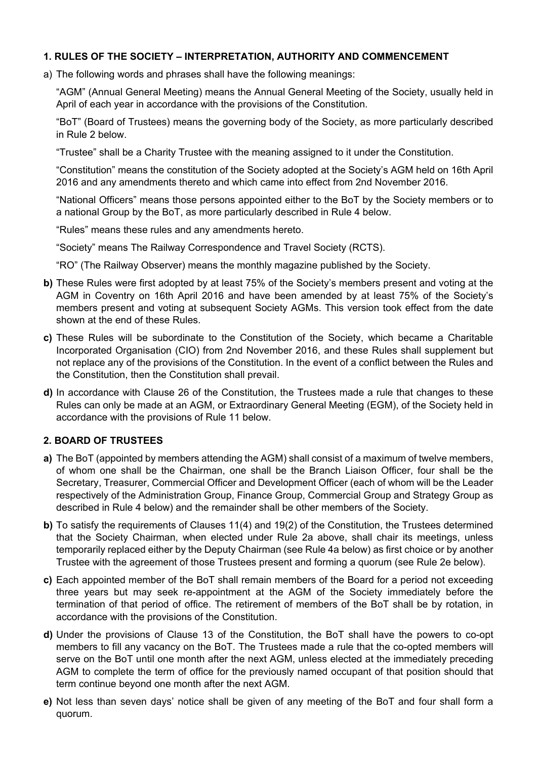### 1. RULES OF THE SOCIETY – INTERPRETATION, AUTHORITY AND COMMENCEMENT

a) The following words and phrases shall have the following meanings:

"AGM" (Annual General Meeting) means the Annual General Meeting of the Society, usually held in April of each year in accordance with the provisions of the Constitution.

"BoT" (Board of Trustees) means the governing body of the Society, as more particularly described in Rule 2 below.

"Trustee" shall be a Charity Trustee with the meaning assigned to it under the Constitution.

"Constitution" means the constitution of the Society adopted at the Society's AGM held on 16th April 2016 and any amendments thereto and which came into effect from 2nd November 2016.

"National Officers" means those persons appointed either to the BoT by the Society members or to a national Group by the BoT, as more particularly described in Rule 4 below.

"Rules" means these rules and any amendments hereto.

"Society" means The Railway Correspondence and Travel Society (RCTS).

"RO" (The Railway Observer) means the monthly magazine published by the Society.

**b)** These Rules were first adopted by at least 75% of the Society's members present and voting at the AGM in Coventry on 16th April 2016 and have been amended by at least 75% of the Society's members present and voting at subsequent Society AGMs. This version took effect from the date shown at the end of these Rules.

**c)** These Rules will be subordinate to the Constitution of the Society, which became a Charitable Incorporated Organisation (CIO) from 2nd November 2016, and these Rules shall supplement but not replace any of the provisions of the Constitution. In the event of a conflict between the Rules and the Constitution, then the Constitution shall prevail.

**d)** In accordance with Clause 26 of the Constitution, the Trustees made a rule that changes to these Rules can only be made at an AGM, or Extraordinary General Meeting (EGM), of the Society held in accordance with the provisions of Rule 11 below.

### 2. BOARD OF TRUSTEES

**a)** The BoT (appointed by members attending the AGM) shall consist of a maximum of twelve members, of whom one shall be the Chairman, one shall be the Branch Liaison Officer, four shall be the Secretary, Treasurer, Commercial Officer and Development Officer (each of whom will be the Leader respectively of the Administration Group, Finance Group, Commercial Group and Strategy Group as described in Rule 4 below) and the remainder shall be other members of the Society.

**b)** To satisfy the requirements of Clauses 11(4) and 19(2) of the Constitution, the Trustees determined that the Society Chairman, when elected under Rule 2a above, shall chair its meetings, unless temporarily replaced either by the Deputy Chairman (see Rule 4a below) as first choice or by another Trustee with the agreement of those Trustees present and forming a quorum (see Rule 2e below).

**c)** Each appointed member of the BoT shall remain members of the Board for a period not exceeding three years but may seek re-appointment at the AGM of the Society immediately before the termination of that period of office. The retirement of members of the BoT shall be by rotation, in accordance with the provisions of the Constitution.

**d)** Under the provisions of Clause 13 of the Constitution, the BoT shall have the powers to co-opt members to fill any vacancy on the BoT. The Trustees made a rule that the co-opted members will serve on the BoT until one month after the next AGM, unless elected at the immediately preceding AGM to complete the term of office for the previously named occupant of that position should that term continue beyond one month after the next AGM.

**e)** Not less than seven days' notice shall be given of any meeting of the BoT and four shall form a quorum.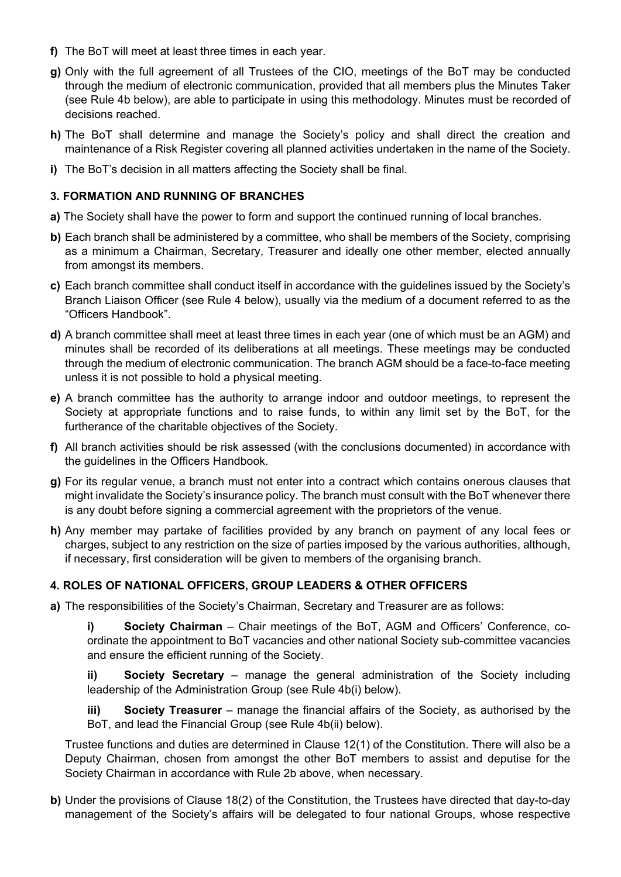**f)** The BoT will meet at least three times in each year.

**g)** Only with the full agreement of all Trustees of the CIO, meetings of the BoT may be conducted through the medium of electronic communication, provided that all members plus the Minutes Taker (see Rule 4b below), are able to participate in using this methodology. Minutes must be recorded of decisions reached.

**h)** The BoT shall determine and manage the Society's policy and shall direct the creation and maintenance of a Risk Register covering all planned activities undertaken in the name of the Society.

**i)** The BoT's decision in all matters affecting the Society shall be final.

### 3. FORMATION AND RUNNING OF BRANCHES

**a)** The Society shall have the power to form and support the continued running of local branches.

**b)** Each branch shall be administered by a committee, who shall be members of the Society, comprising as a minimum a Chairman, Secretary, Treasurer and ideally one other member, elected annually from amongst its members.

**c)** Each branch committee shall conduct itself in accordance with the guidelines issued by the Society's Branch Liaison Officer (see Rule 4 below), usually via the medium of a document referred to as the "Officers Handbook".

**d)** A branch committee shall meet at least three times in each year (one of which must be an AGM) and minutes shall be recorded of its deliberations at all meetings. These meetings may be conducted through the medium of electronic communication. The branch AGM should be a face-to-face meeting unless it is not possible to hold a physical meeting.

**e)** A branch committee has the authority to arrange indoor and outdoor meetings, to represent the Society at appropriate functions and to raise funds, to within any limit set by the BoT, for the furtherance of the charitable objectives of the Society.

**f)** All branch activities should be risk assessed (with the conclusions documented) in accordance with the guidelines in the Officers Handbook.

**g)** For its regular venue, a branch must not enter into a contract which contains onerous clauses that might invalidate the Society's insurance policy. The branch must consult with the BoT whenever there is any doubt before signing a commercial agreement with the proprietors of the venue.

**h)** Any member may partake of facilities provided by any branch on payment of any local fees or charges, subject to any restriction on the size of parties imposed by the various authorities, although, if necessary, first consideration will be given to members of the organising branch.

### 4. ROLES OF NATIONAL OFFICERS, GROUP LEADERS & OTHER OFFICERS

**a)** The responsibilities of the Society's Chairman, Secretary and Treasurer are as follows:

**i)** **Society Chairman** – Chair meetings of the BoT, AGM and Officers' Conference, co-ordinate the appointment to BoT vacancies and other national Society sub-committee vacancies and ensure the efficient running of the Society.

**ii)** **Society Secretary** – manage the general administration of the Society including leadership of the Administration Group (see Rule 4b(i) below).

**iii)** **Society Treasurer** – manage the financial affairs of the Society, as authorised by the BoT, and lead the Financial Group (see Rule 4b(ii) below).

Trustee functions and duties are determined in Clause 12(1) of the Constitution. There will also be a Deputy Chairman, chosen from amongst the other BoT members to assist and deputise for the Society Chairman in accordance with Rule 2b above, when necessary.

**b)** Under the provisions of Clause 18(2) of the Constitution, the Trustees have directed that day-to-day management of the Society's affairs will be delegated to four national Groups, whose respective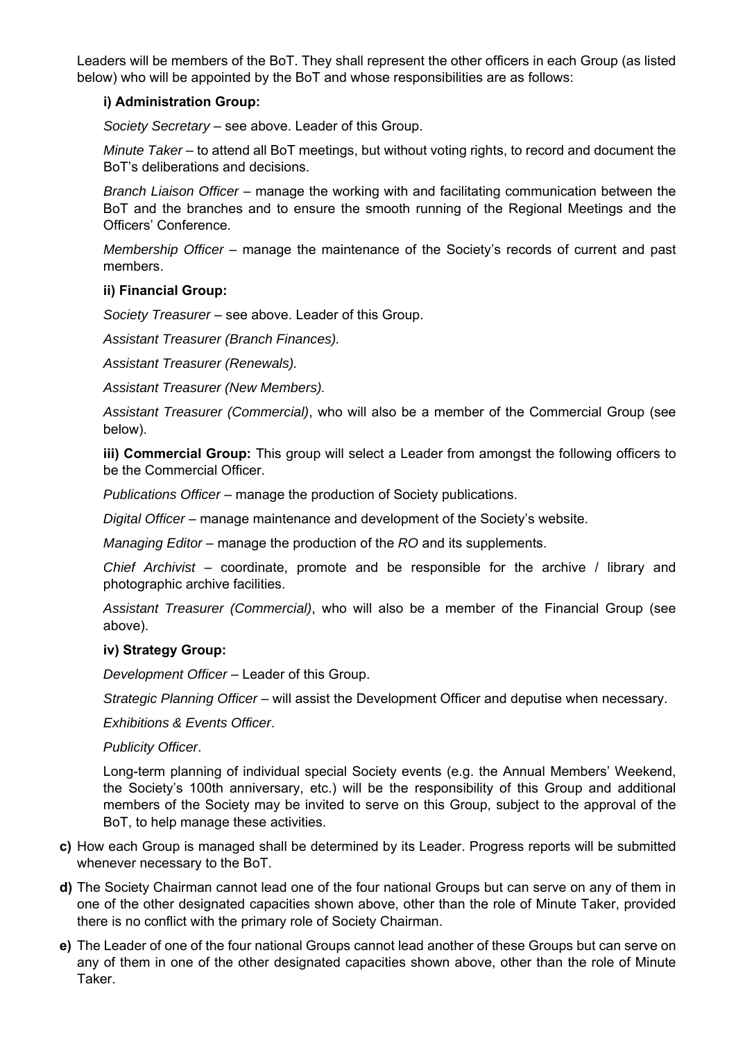Leaders will be members of the BoT. They shall represent the other officers in each Group (as listed below) who will be appointed by the BoT and whose responsibilities are as follows:

**i) Administration Group:**

*Society Secretary* – see above. Leader of this Group.

*Minute Taker* – to attend all BoT meetings, but without voting rights, to record and document the BoT's deliberations and decisions.

*Branch Liaison Officer* – manage the working with and facilitating communication between the BoT and the branches and to ensure the smooth running of the Regional Meetings and the Officers' Conference.

*Membership Officer* – manage the maintenance of the Society's records of current and past members.

**ii) Financial Group:**

*Society Treasurer* – see above. Leader of this Group.

*Assistant Treasurer (Branch Finances).*

*Assistant Treasurer (Renewals).*

*Assistant Treasurer (New Members).*

*Assistant Treasurer (Commercial)*, who will also be a member of the Commercial Group (see below).

**iii) Commercial Group:** This group will select a Leader from amongst the following officers to be the Commercial Officer.

*Publications Officer* – manage the production of Society publications.

*Digital Officer* – manage maintenance and development of the Society's website.

*Managing Editor* – manage the production of the *RO* and its supplements.

*Chief Archivist* – coordinate, promote and be responsible for the archive / library and photographic archive facilities.

*Assistant Treasurer (Commercial)*, who will also be a member of the Financial Group (see above).

**iv) Strategy Group:**

*Development Officer* – Leader of this Group.

*Strategic Planning Officer* – will assist the Development Officer and deputise when necessary.

*Exhibitions & Events Officer*.

*Publicity Officer*.

Long-term planning of individual special Society events (e.g. the Annual Members' Weekend, the Society's 100th anniversary, etc.) will be the responsibility of this Group and additional members of the Society may be invited to serve on this Group, subject to the approval of the BoT, to help manage these activities.

**c)** How each Group is managed shall be determined by its Leader. Progress reports will be submitted whenever necessary to the BoT.

**d)** The Society Chairman cannot lead one of the four national Groups but can serve on any of them in one of the other designated capacities shown above, other than the role of Minute Taker, provided there is no conflict with the primary role of Society Chairman.

**e)** The Leader of one of the four national Groups cannot lead another of these Groups but can serve on any of them in one of the other designated capacities shown above, other than the role of Minute Taker.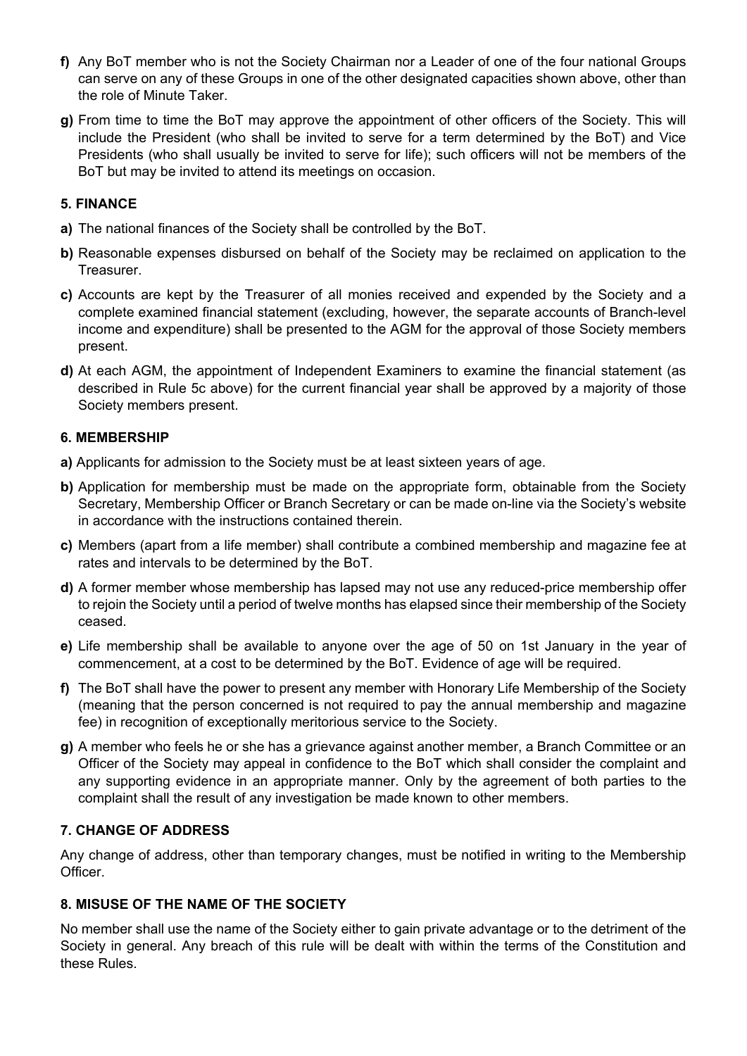**f)** Any BoT member who is not the Society Chairman nor a Leader of one of the four national Groups can serve on any of these Groups in one of the other designated capacities shown above, other than the role of Minute Taker.

**g)** From time to time the BoT may approve the appointment of other officers of the Society. This will include the President (who shall be invited to serve for a term determined by the BoT) and Vice Presidents (who shall usually be invited to serve for life); such officers will not be members of the BoT but may be invited to attend its meetings on occasion.

### 5. FINANCE

**a)** The national finances of the Society shall be controlled by the BoT.

**b)** Reasonable expenses disbursed on behalf of the Society may be reclaimed on application to the Treasurer.

**c)** Accounts are kept by the Treasurer of all monies received and expended by the Society and a complete examined financial statement (excluding, however, the separate accounts of Branch-level income and expenditure) shall be presented to the AGM for the approval of those Society members present.

**d)** At each AGM, the appointment of Independent Examiners to examine the financial statement (as described in Rule 5c above) for the current financial year shall be approved by a majority of those Society members present.

### 6. MEMBERSHIP

**a)** Applicants for admission to the Society must be at least sixteen years of age.

**b)** Application for membership must be made on the appropriate form, obtainable from the Society Secretary, Membership Officer or Branch Secretary or can be made on-line via the Society's website in accordance with the instructions contained therein.

**c)** Members (apart from a life member) shall contribute a combined membership and magazine fee at rates and intervals to be determined by the BoT.

**d)** A former member whose membership has lapsed may not use any reduced-price membership offer to rejoin the Society until a period of twelve months has elapsed since their membership of the Society ceased.

**e)** Life membership shall be available to anyone over the age of 50 on 1st January in the year of commencement, at a cost to be determined by the BoT. Evidence of age will be required.

**f)** The BoT shall have the power to present any member with Honorary Life Membership of the Society (meaning that the person concerned is not required to pay the annual membership and magazine fee) in recognition of exceptionally meritorious service to the Society.

**g)** A member who feels he or she has a grievance against another member, a Branch Committee or an Officer of the Society may appeal in confidence to the BoT which shall consider the complaint and any supporting evidence in an appropriate manner. Only by the agreement of both parties to the complaint shall the result of any investigation be made known to other members.

### 7. CHANGE OF ADDRESS

Any change of address, other than temporary changes, must be notified in writing to the Membership Officer.

### 8. MISUSE OF THE NAME OF THE SOCIETY

No member shall use the name of the Society either to gain private advantage or to the detriment of the Society in general. Any breach of this rule will be dealt with within the terms of the Constitution and these Rules.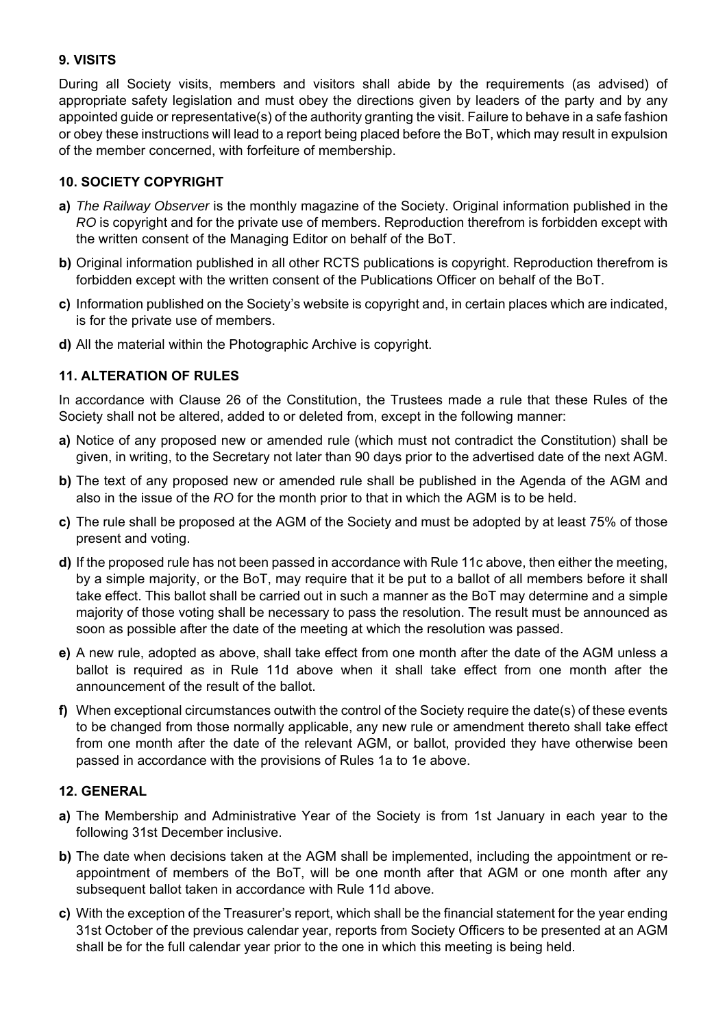### 9. VISITS

During all Society visits, members and visitors shall abide by the requirements (as advised) of appropriate safety legislation and must obey the directions given by leaders of the party and by any appointed guide or representative(s) of the authority granting the visit. Failure to behave in a safe fashion or obey these instructions will lead to a report being placed before the BoT, which may result in expulsion of the member concerned, with forfeiture of membership.

### 10. SOCIETY COPYRIGHT

**a)** *The Railway Observer* is the monthly magazine of the Society. Original information published in the *RO* is copyright and for the private use of members. Reproduction therefrom is forbidden except with the written consent of the Managing Editor on behalf of the BoT.

**b)** Original information published in all other RCTS publications is copyright. Reproduction therefrom is forbidden except with the written consent of the Publications Officer on behalf of the BoT.

**c)** Information published on the Society's website is copyright and, in certain places which are indicated, is for the private use of members.

**d)** All the material within the Photographic Archive is copyright.

### 11. ALTERATION OF RULES

In accordance with Clause 26 of the Constitution, the Trustees made a rule that these Rules of the Society shall not be altered, added to or deleted from, except in the following manner:

**a)** Notice of any proposed new or amended rule (which must not contradict the Constitution) shall be given, in writing, to the Secretary not later than 90 days prior to the advertised date of the next AGM.

**b)** The text of any proposed new or amended rule shall be published in the Agenda of the AGM and also in the issue of the *RO* for the month prior to that in which the AGM is to be held.

**c)** The rule shall be proposed at the AGM of the Society and must be adopted by at least 75% of those present and voting.

**d)** If the proposed rule has not been passed in accordance with Rule 11c above, then either the meeting, by a simple majority, or the BoT, may require that it be put to a ballot of all members before it shall take effect. This ballot shall be carried out in such a manner as the BoT may determine and a simple majority of those voting shall be necessary to pass the resolution. The result must be announced as soon as possible after the date of the meeting at which the resolution was passed.

**e)** A new rule, adopted as above, shall take effect from one month after the date of the AGM unless a ballot is required as in Rule 11d above when it shall take effect from one month after the announcement of the result of the ballot.

**f)** When exceptional circumstances outwith the control of the Society require the date(s) of these events to be changed from those normally applicable, any new rule or amendment thereto shall take effect from one month after the date of the relevant AGM, or ballot, provided they have otherwise been passed in accordance with the provisions of Rules 1a to 1e above.

### 12. GENERAL

**a)** The Membership and Administrative Year of the Society is from 1st January in each year to the following 31st December inclusive.

**b)** The date when decisions taken at the AGM shall be implemented, including the appointment or re-appointment of members of the BoT, will be one month after that AGM or one month after any subsequent ballot taken in accordance with Rule 11d above.

**c)** With the exception of the Treasurer's report, which shall be the financial statement for the year ending 31st October of the previous calendar year, reports from Society Officers to be presented at an AGM shall be for the full calendar year prior to the one in which this meeting is being held.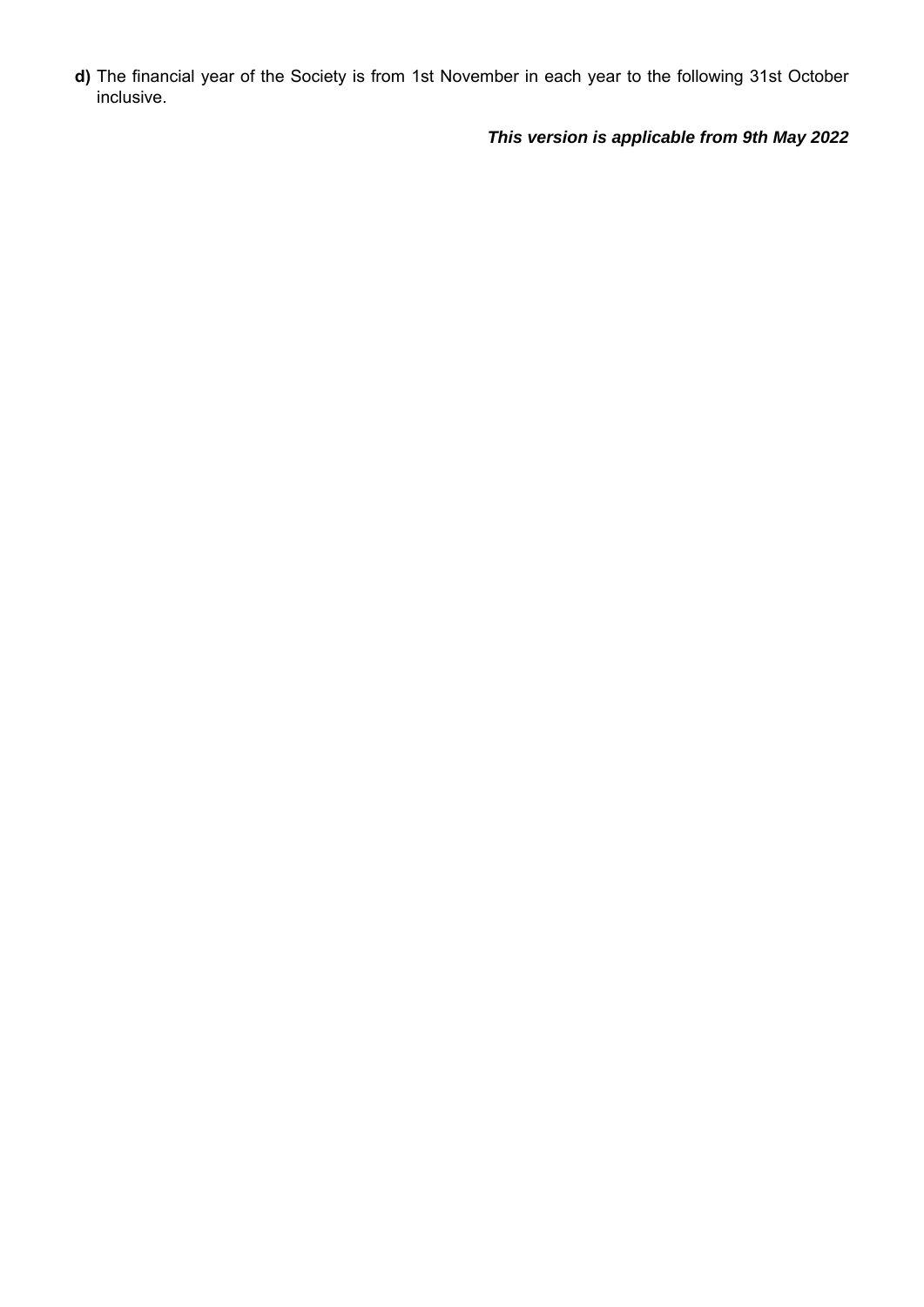**d)** The financial year of the Society is from 1st November in each year to the following 31st October inclusive.

***This version is applicable from 9th May 2022***